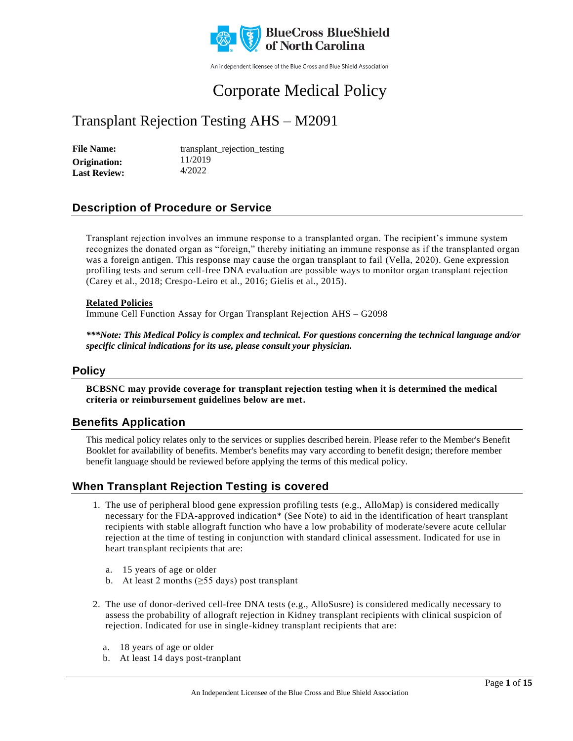BlueCross BlueShield of North Carolina

An independent licensee of the Blue Cross and Blue Shield Association

# Corporate Medical Policy

# Transplant Rejection Testing AHS – M2091

**File Name:** transplant_rejection_testing
**Origination:** 11/2019
**Last Review:** 4/2022

## Description of Procedure or Service

Transplant rejection involves an immune response to a transplanted organ. The recipient's immune system recognizes the donated organ as "foreign," thereby initiating an immune response as if the transplanted organ was a foreign antigen. This response may cause the organ transplant to fail (Vella, 2020). Gene expression profiling tests and serum cell-free DNA evaluation are possible ways to monitor organ transplant rejection (Carey et al., 2018; Crespo-Leiro et al., 2016; Gielis et al., 2015).

**Related Policies**

Immune Cell Function Assay for Organ Transplant Rejection AHS – G2098

***\*\*\*Note: This Medical Policy is complex and technical. For questions concerning the technical language and/or specific clinical indications for its use, please consult your physician.***

## Policy

**BCBSNC may provide coverage for transplant rejection testing when it is determined the medical criteria or reimbursement guidelines below are met.**

## Benefits Application

This medical policy relates only to the services or supplies described herein. Please refer to the Member's Benefit Booklet for availability of benefits. Member's benefits may vary according to benefit design; therefore member benefit language should be reviewed before applying the terms of this medical policy.

## When Transplant Rejection Testing is covered

1. The use of peripheral blood gene expression profiling tests (e.g., AlloMap) is considered medically necessary for the FDA-approved indication* (See Note) to aid in the identification of heart transplant recipients with stable allograft function who have a low probability of moderate/severe acute cellular rejection at the time of testing in conjunction with standard clinical assessment. Indicated for use in heart transplant recipients that are:

   a. 15 years of age or older
   b. At least 2 months (≥55 days) post transplant

2. The use of donor-derived cell-free DNA tests (e.g., AlloSusre) is considered medically necessary to assess the probability of allograft rejection in Kidney transplant recipients with clinical suspicion of rejection. Indicated for use in single-kidney transplant recipients that are:

   a. 18 years of age or older
   b. At least 14 days post-tranplant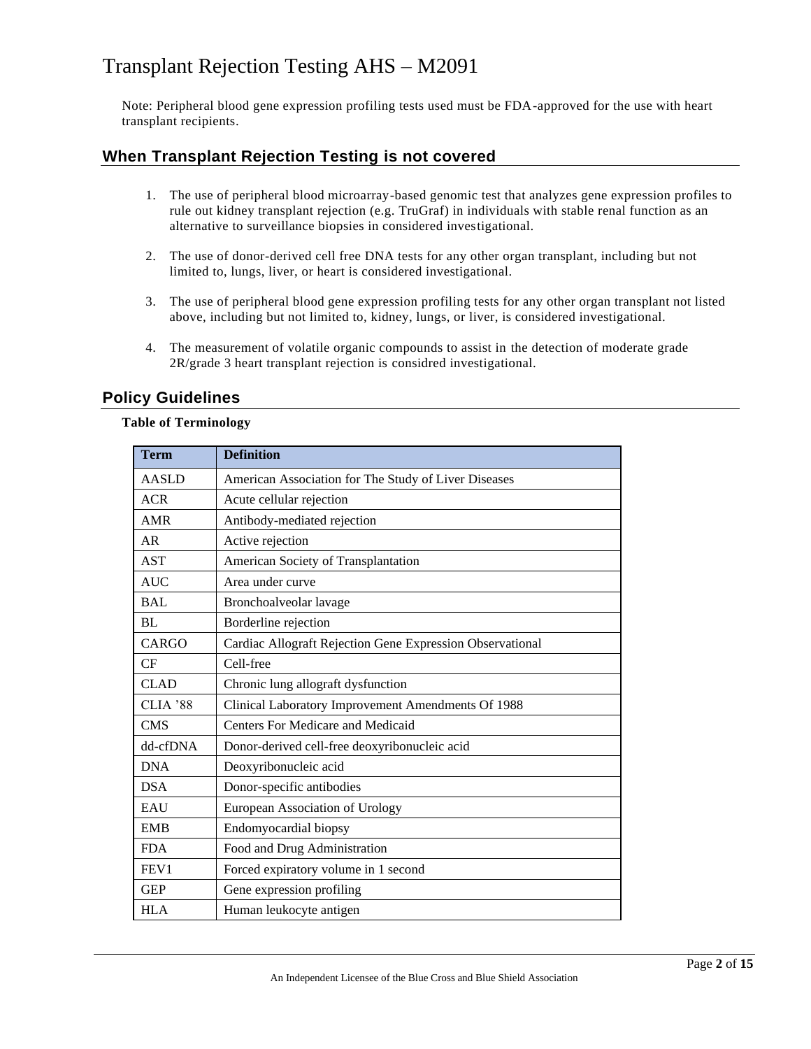Note: Peripheral blood gene expression profiling tests used must be FDA-approved for the use with heart transplant recipients.

## When Transplant Rejection Testing is not covered

1. The use of peripheral blood microarray-based genomic test that analyzes gene expression profiles to rule out kidney transplant rejection (e.g. TruGraf) in individuals with stable renal function as an alternative to surveillance biopsies in considered investigational.

2. The use of donor-derived cell free DNA tests for any other organ transplant, including but not limited to, lungs, liver, or heart is considered investigational.

3. The use of peripheral blood gene expression profiling tests for any other organ transplant not listed above, including but not limited to, kidney, lungs, or liver, is considered investigational.

4. The measurement of volatile organic compounds to assist in the detection of moderate grade 2R/grade 3 heart transplant rejection is considred investigational.

## Policy Guidelines

**Table of Terminology**

| Term | Definition |
|---|---|
| AASLD | American Association for The Study of Liver Diseases |
| ACR | Acute cellular rejection |
| AMR | Antibody-mediated rejection |
| AR | Active rejection |
| AST | American Society of Transplantation |
| AUC | Area under curve |
| BAL | Bronchoalveolar lavage |
| BL | Borderline rejection |
| CARGO | Cardiac Allograft Rejection Gene Expression Observational |
| CF | Cell-free |
| CLAD | Chronic lung allograft dysfunction |
| CLIA '88 | Clinical Laboratory Improvement Amendments Of 1988 |
| CMS | Centers For Medicare and Medicaid |
| dd-cfDNA | Donor-derived cell-free deoxyribonucleic acid |
| DNA | Deoxyribonucleic acid |
| DSA | Donor-specific antibodies |
| EAU | European Association of Urology |
| EMB | Endomyocardial biopsy |
| FDA | Food and Drug Administration |
| FEV1 | Forced expiratory volume in 1 second |
| GEP | Gene expression profiling |
| HLA | Human leukocyte antigen |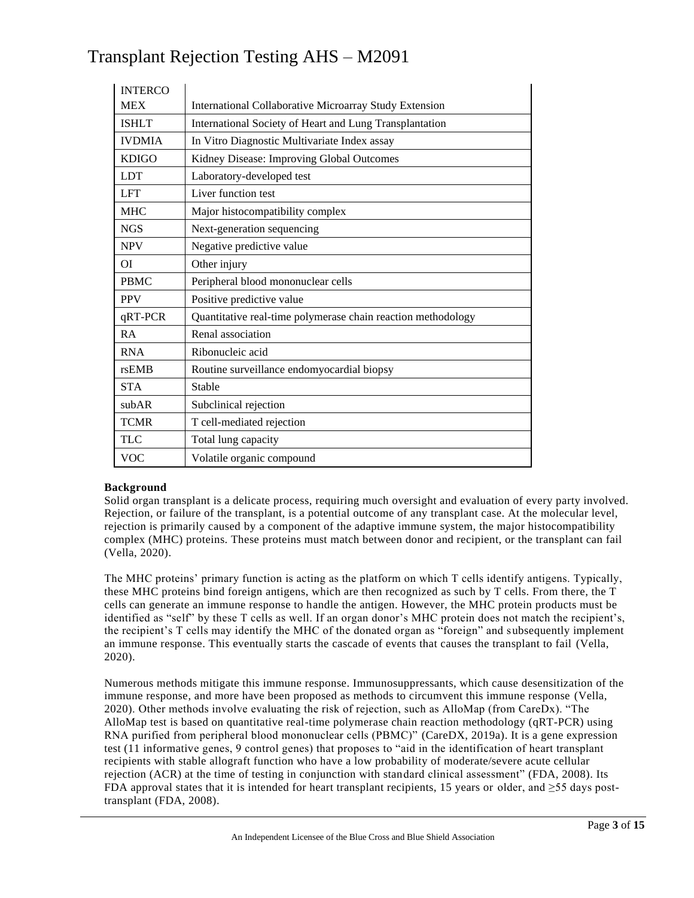| INTERCOMEX | International Collaborative Microarray Study Extension |
| --- | --- |
| ISHLT | International Society of Heart and Lung Transplantation |
| IVDMIA | In Vitro Diagnostic Multivariate Index assay |
| KDIGO | Kidney Disease: Improving Global Outcomes |
| LDT | Laboratory-developed test |
| LFT | Liver function test |
| MHC | Major histocompatibility complex |
| NGS | Next-generation sequencing |
| NPV | Negative predictive value |
| OI | Other injury |
| PBMC | Peripheral blood mononuclear cells |
| PPV | Positive predictive value |
| qRT-PCR | Quantitative real-time polymerase chain reaction methodology |
| RA | Renal association |
| RNA | Ribonucleic acid |
| rsEMB | Routine surveillance endomyocardial biopsy |
| STA | Stable |
| subAR | Subclinical rejection |
| TCMR | T cell-mediated rejection |
| TLC | Total lung capacity |
| VOC | Volatile organic compound |

**Background**

Solid organ transplant is a delicate process, requiring much oversight and evaluation of every party involved. Rejection, or failure of the transplant, is a potential outcome of any transplant case. At the molecular level, rejection is primarily caused by a component of the adaptive immune system, the major histocompatibility complex (MHC) proteins. These proteins must match between donor and recipient, or the transplant can fail (Vella, 2020).

The MHC proteins' primary function is acting as the platform on which T cells identify antigens. Typically, these MHC proteins bind foreign antigens, which are then recognized as such by T cells. From there, the T cells can generate an immune response to handle the antigen. However, the MHC protein products must be identified as "self" by these T cells as well. If an organ donor's MHC protein does not match the recipient's, the recipient's T cells may identify the MHC of the donated organ as "foreign" and subsequently implement an immune response. This eventually starts the cascade of events that causes the transplant to fail (Vella, 2020).

Numerous methods mitigate this immune response. Immunosuppressants, which cause desensitization of the immune response, and more have been proposed as methods to circumvent this immune response (Vella, 2020). Other methods involve evaluating the risk of rejection, such as AlloMap (from CareDx). "The AlloMap test is based on quantitative real-time polymerase chain reaction methodology (qRT-PCR) using RNA purified from peripheral blood mononuclear cells (PBMC)" (CareDX, 2019a). It is a gene expression test (11 informative genes, 9 control genes) that proposes to "aid in the identification of heart transplant recipients with stable allograft function who have a low probability of moderate/severe acute cellular rejection (ACR) at the time of testing in conjunction with standard clinical assessment" (FDA, 2008). Its FDA approval states that it is intended for heart transplant recipients, 15 years or older, and ≥55 days post-transplant (FDA, 2008).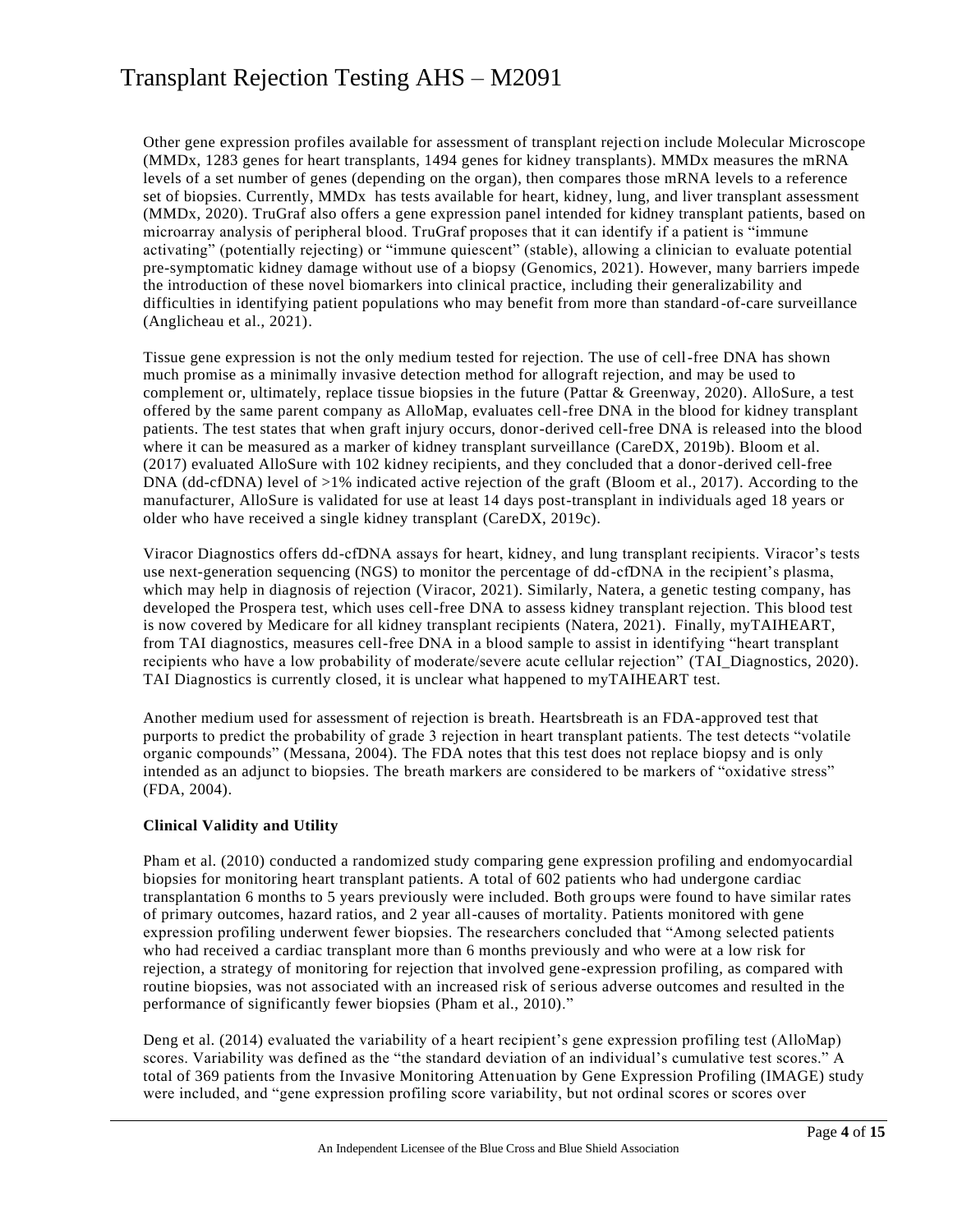Other gene expression profiles available for assessment of transplant rejection include Molecular Microscope (MMDx, 1283 genes for heart transplants, 1494 genes for kidney transplants). MMDx measures the mRNA levels of a set number of genes (depending on the organ), then compares those mRNA levels to a reference set of biopsies. Currently, MMDx has tests available for heart, kidney, lung, and liver transplant assessment (MMDx, 2020). TruGraf also offers a gene expression panel intended for kidney transplant patients, based on microarray analysis of peripheral blood. TruGraf proposes that it can identify if a patient is "immune activating" (potentially rejecting) or "immune quiescent" (stable), allowing a clinician to evaluate potential pre-symptomatic kidney damage without use of a biopsy (Genomics, 2021). However, many barriers impede the introduction of these novel biomarkers into clinical practice, including their generalizability and difficulties in identifying patient populations who may benefit from more than standard-of-care surveillance (Anglicheau et al., 2021).

Tissue gene expression is not the only medium tested for rejection. The use of cell-free DNA has shown much promise as a minimally invasive detection method for allograft rejection, and may be used to complement or, ultimately, replace tissue biopsies in the future (Pattar & Greenway, 2020). AlloSure, a test offered by the same parent company as AlloMap, evaluates cell-free DNA in the blood for kidney transplant patients. The test states that when graft injury occurs, donor-derived cell-free DNA is released into the blood where it can be measured as a marker of kidney transplant surveillance (CareDX, 2019b). Bloom et al. (2017) evaluated AlloSure with 102 kidney recipients, and they concluded that a donor-derived cell-free DNA (dd-cfDNA) level of >1% indicated active rejection of the graft (Bloom et al., 2017). According to the manufacturer, AlloSure is validated for use at least 14 days post-transplant in individuals aged 18 years or older who have received a single kidney transplant (CareDX, 2019c).

Viracor Diagnostics offers dd-cfDNA assays for heart, kidney, and lung transplant recipients. Viracor's tests use next-generation sequencing (NGS) to monitor the percentage of dd-cfDNA in the recipient's plasma, which may help in diagnosis of rejection (Viracor, 2021). Similarly, Natera, a genetic testing company, has developed the Prospera test, which uses cell-free DNA to assess kidney transplant rejection. This blood test is now covered by Medicare for all kidney transplant recipients (Natera, 2021). Finally, myTAIHEART, from TAI diagnostics, measures cell-free DNA in a blood sample to assist in identifying "heart transplant recipients who have a low probability of moderate/severe acute cellular rejection" (TAI_Diagnostics, 2020). TAI Diagnostics is currently closed, it is unclear what happened to myTAIHEART test.

Another medium used for assessment of rejection is breath. Heartsbreath is an FDA-approved test that purports to predict the probability of grade 3 rejection in heart transplant patients. The test detects "volatile organic compounds" (Messana, 2004). The FDA notes that this test does not replace biopsy and is only intended as an adjunct to biopsies. The breath markers are considered to be markers of "oxidative stress" (FDA, 2004).

**Clinical Validity and Utility**

Pham et al. (2010) conducted a randomized study comparing gene expression profiling and endomyocardial biopsies for monitoring heart transplant patients. A total of 602 patients who had undergone cardiac transplantation 6 months to 5 years previously were included. Both groups were found to have similar rates of primary outcomes, hazard ratios, and 2 year all-causes of mortality. Patients monitored with gene expression profiling underwent fewer biopsies. The researchers concluded that "Among selected patients who had received a cardiac transplant more than 6 months previously and who were at a low risk for rejection, a strategy of monitoring for rejection that involved gene-expression profiling, as compared with routine biopsies, was not associated with an increased risk of serious adverse outcomes and resulted in the performance of significantly fewer biopsies (Pham et al., 2010)."

Deng et al. (2014) evaluated the variability of a heart recipient's gene expression profiling test (AlloMap) scores. Variability was defined as the "the standard deviation of an individual's cumulative test scores." A total of 369 patients from the Invasive Monitoring Attenuation by Gene Expression Profiling (IMAGE) study were included, and "gene expression profiling score variability, but not ordinal scores or scores over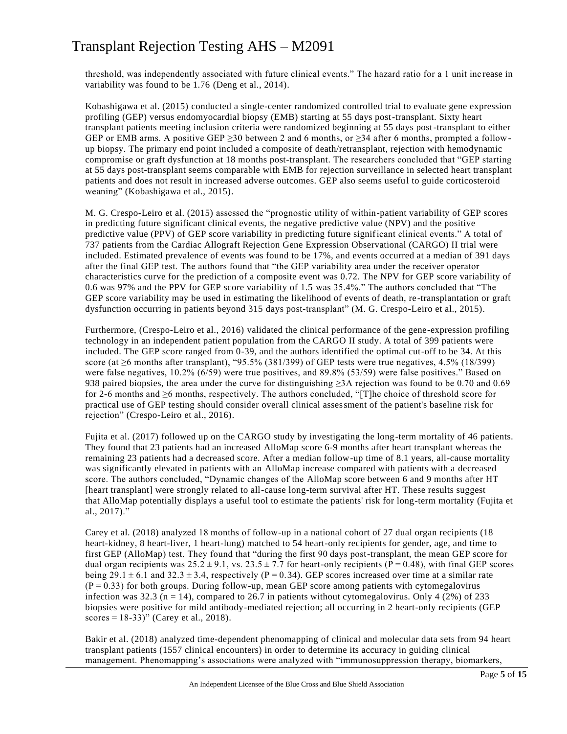threshold, was independently associated with future clinical events." The hazard ratio for a 1 unit increase in variability was found to be 1.76 (Deng et al., 2014).

Kobashigawa et al. (2015) conducted a single-center randomized controlled trial to evaluate gene expression profiling (GEP) versus endomyocardial biopsy (EMB) starting at 55 days post-transplant. Sixty heart transplant patients meeting inclusion criteria were randomized beginning at 55 days post-transplant to either GEP or EMB arms. A positive GEP $\geq$30 between 2 and 6 months, or $\geq$34 after 6 months, prompted a follow-up biopsy. The primary end point included a composite of death/retransplant, rejection with hemodynamic compromise or graft dysfunction at 18 months post-transplant. The researchers concluded that "GEP starting at 55 days post-transplant seems comparable with EMB for rejection surveillance in selected heart transplant patients and does not result in increased adverse outcomes. GEP also seems useful to guide corticosteroid weaning" (Kobashigawa et al., 2015).

M. G. Crespo-Leiro et al. (2015) assessed the "prognostic utility of within-patient variability of GEP scores in predicting future significant clinical events, the negative predictive value (NPV) and the positive predictive value (PPV) of GEP score variability in predicting future significant clinical events." A total of 737 patients from the Cardiac Allograft Rejection Gene Expression Observational (CARGO) II trial were included. Estimated prevalence of events was found to be 17%, and events occurred at a median of 391 days after the final GEP test. The authors found that "the GEP variability area under the receiver operator characteristics curve for the prediction of a composite event was 0.72. The NPV for GEP score variability of 0.6 was 97% and the PPV for GEP score variability of 1.5 was 35.4%." The authors concluded that "The GEP score variability may be used in estimating the likelihood of events of death, re-transplantation or graft dysfunction occurring in patients beyond 315 days post-transplant" (M. G. Crespo-Leiro et al., 2015).

Furthermore, (Crespo-Leiro et al., 2016) validated the clinical performance of the gene-expression profiling technology in an independent patient population from the CARGO II study. A total of 399 patients were included. The GEP score ranged from 0-39, and the authors identified the optimal cut-off to be 34. At this score (at $\geq$6 months after transplant), "95.5% (381/399) of GEP tests were true negatives, 4.5% (18/399) were false negatives, 10.2% (6/59) were true positives, and 89.8% (53/59) were false positives." Based on 938 paired biopsies, the area under the curve for distinguishing $\geq$3A rejection was found to be 0.70 and 0.69 for 2-6 months and $\geq$6 months, respectively. The authors concluded, "[T]he choice of threshold score for practical use of GEP testing should consider overall clinical assessment of the patient's baseline risk for rejection" (Crespo-Leiro et al., 2016).

Fujita et al. (2017) followed up on the CARGO study by investigating the long-term mortality of 46 patients. They found that 23 patients had an increased AlloMap score 6-9 months after heart transplant whereas the remaining 23 patients had a decreased score. After a median follow-up time of 8.1 years, all-cause mortality was significantly elevated in patients with an AlloMap increase compared with patients with a decreased score. The authors concluded, "Dynamic changes of the AlloMap score between 6 and 9 months after HT [heart transplant] were strongly related to all-cause long-term survival after HT. These results suggest that AlloMap potentially displays a useful tool to estimate the patients' risk for long-term mortality (Fujita et al., 2017)."

Carey et al. (2018) analyzed 18 months of follow-up in a national cohort of 27 dual organ recipients (18 heart-kidney, 8 heart-liver, 1 heart-lung) matched to 54 heart-only recipients for gender, age, and time to first GEP (AlloMap) test. They found that "during the first 90 days post-transplant, the mean GEP score for dual organ recipients was $25.2 \pm 9.1$, vs. $23.5 \pm 7.7$ for heart-only recipients ($P = 0.48$), with final GEP scores being $29.1 \pm 6.1$ and $32.3 \pm 3.4$, respectively ($P = 0.34$). GEP scores increased over time at a similar rate ($P = 0.33$) for both groups. During follow-up, mean GEP score among patients with cytomegalovirus infection was 32.3 ($n = 14$), compared to 26.7 in patients without cytomegalovirus. Only 4 (2%) of 233 biopsies were positive for mild antibody-mediated rejection; all occurring in 2 heart-only recipients (GEP scores = 18-33)" (Carey et al., 2018).

Bakir et al. (2018) analyzed time-dependent phenomapping of clinical and molecular data sets from 94 heart transplant patients (1557 clinical encounters) in order to determine its accuracy in guiding clinical management. Phenomapping's associations were analyzed with "immunosuppression therapy, biomarkers,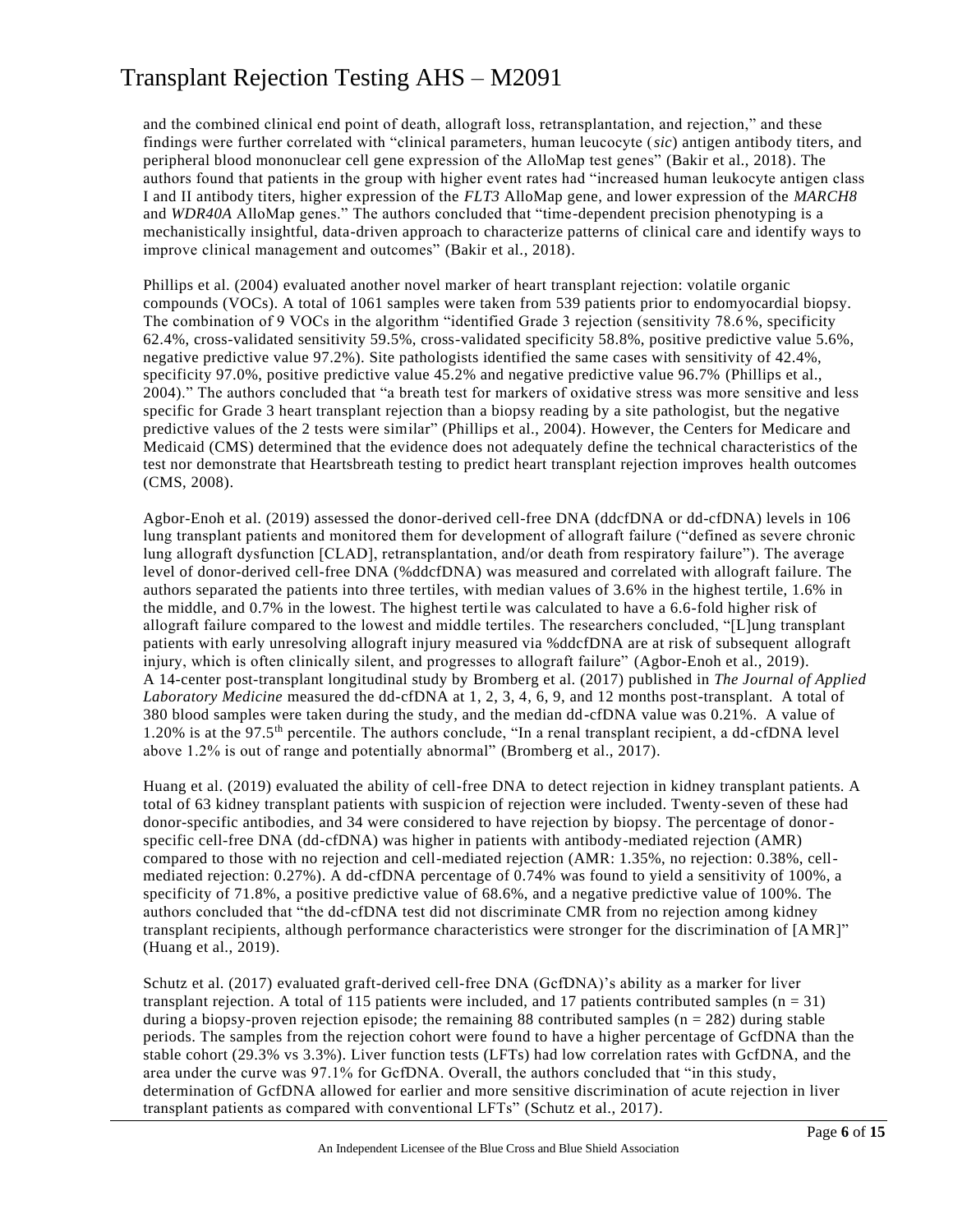and the combined clinical end point of death, allograft loss, retransplantation, and rejection," and these findings were further correlated with "clinical parameters, human leucocyte (*sic*) antigen antibody titers, and peripheral blood mononuclear cell gene expression of the AlloMap test genes" (Bakir et al., 2018). The authors found that patients in the group with higher event rates had "increased human leukocyte antigen class I and II antibody titers, higher expression of the *FLT3* AlloMap gene, and lower expression of the *MARCH8* and *WDR40A* AlloMap genes." The authors concluded that "time-dependent precision phenotyping is a mechanistically insightful, data-driven approach to characterize patterns of clinical care and identify ways to improve clinical management and outcomes" (Bakir et al., 2018).

Phillips et al. (2004) evaluated another novel marker of heart transplant rejection: volatile organic compounds (VOCs). A total of 1061 samples were taken from 539 patients prior to endomyocardial biopsy. The combination of 9 VOCs in the algorithm "identified Grade 3 rejection (sensitivity 78.6%, specificity 62.4%, cross-validated sensitivity 59.5%, cross-validated specificity 58.8%, positive predictive value 5.6%, negative predictive value 97.2%). Site pathologists identified the same cases with sensitivity of 42.4%, specificity 97.0%, positive predictive value 45.2% and negative predictive value 96.7% (Phillips et al., 2004)." The authors concluded that "a breath test for markers of oxidative stress was more sensitive and less specific for Grade 3 heart transplant rejection than a biopsy reading by a site pathologist, but the negative predictive values of the 2 tests were similar" (Phillips et al., 2004). However, the Centers for Medicare and Medicaid (CMS) determined that the evidence does not adequately define the technical characteristics of the test nor demonstrate that Heartsbreath testing to predict heart transplant rejection improves health outcomes (CMS, 2008).

Agbor-Enoh et al. (2019) assessed the donor-derived cell-free DNA (ddcfDNA or dd-cfDNA) levels in 106 lung transplant patients and monitored them for development of allograft failure ("defined as severe chronic lung allograft dysfunction [CLAD], retransplantation, and/or death from respiratory failure"). The average level of donor-derived cell-free DNA (%ddcfDNA) was measured and correlated with allograft failure. The authors separated the patients into three tertiles, with median values of 3.6% in the highest tertile, 1.6% in the middle, and 0.7% in the lowest. The highest tertile was calculated to have a 6.6-fold higher risk of allograft failure compared to the lowest and middle tertiles. The researchers concluded, "[L]ung transplant patients with early unresolving allograft injury measured via %ddcfDNA are at risk of subsequent allograft injury, which is often clinically silent, and progresses to allograft failure" (Agbor-Enoh et al., 2019).
A 14-center post-transplant longitudinal study by Bromberg et al. (2017) published in *The Journal of Applied Laboratory Medicine* measured the dd-cfDNA at 1, 2, 3, 4, 6, 9, and 12 months post-transplant. A total of 380 blood samples were taken during the study, and the median dd-cfDNA value was 0.21%. A value of 1.20% is at the 97.5th percentile. The authors conclude, "In a renal transplant recipient, a dd-cfDNA level above 1.2% is out of range and potentially abnormal" (Bromberg et al., 2017).

Huang et al. (2019) evaluated the ability of cell-free DNA to detect rejection in kidney transplant patients. A total of 63 kidney transplant patients with suspicion of rejection were included. Twenty-seven of these had donor-specific antibodies, and 34 were considered to have rejection by biopsy. The percentage of donor-specific cell-free DNA (dd-cfDNA) was higher in patients with antibody-mediated rejection (AMR) compared to those with no rejection and cell-mediated rejection (AMR: 1.35%, no rejection: 0.38%, cell-mediated rejection: 0.27%). A dd-cfDNA percentage of 0.74% was found to yield a sensitivity of 100%, a specificity of 71.8%, a positive predictive value of 68.6%, and a negative predictive value of 100%. The authors concluded that "the dd-cfDNA test did not discriminate CMR from no rejection among kidney transplant recipients, although performance characteristics were stronger for the discrimination of [AMR]" (Huang et al., 2019).

Schutz et al. (2017) evaluated graft-derived cell-free DNA (GcfDNA)'s ability as a marker for liver transplant rejection. A total of 115 patients were included, and 17 patients contributed samples ($n = 31$) during a biopsy-proven rejection episode; the remaining 88 contributed samples ($n = 282$) during stable periods. The samples from the rejection cohort were found to have a higher percentage of GcfDNA than the stable cohort (29.3% vs 3.3%). Liver function tests (LFTs) had low correlation rates with GcfDNA, and the area under the curve was 97.1% for GcfDNA. Overall, the authors concluded that "in this study, determination of GcfDNA allowed for earlier and more sensitive discrimination of acute rejection in liver transplant patients as compared with conventional LFTs" (Schutz et al., 2017).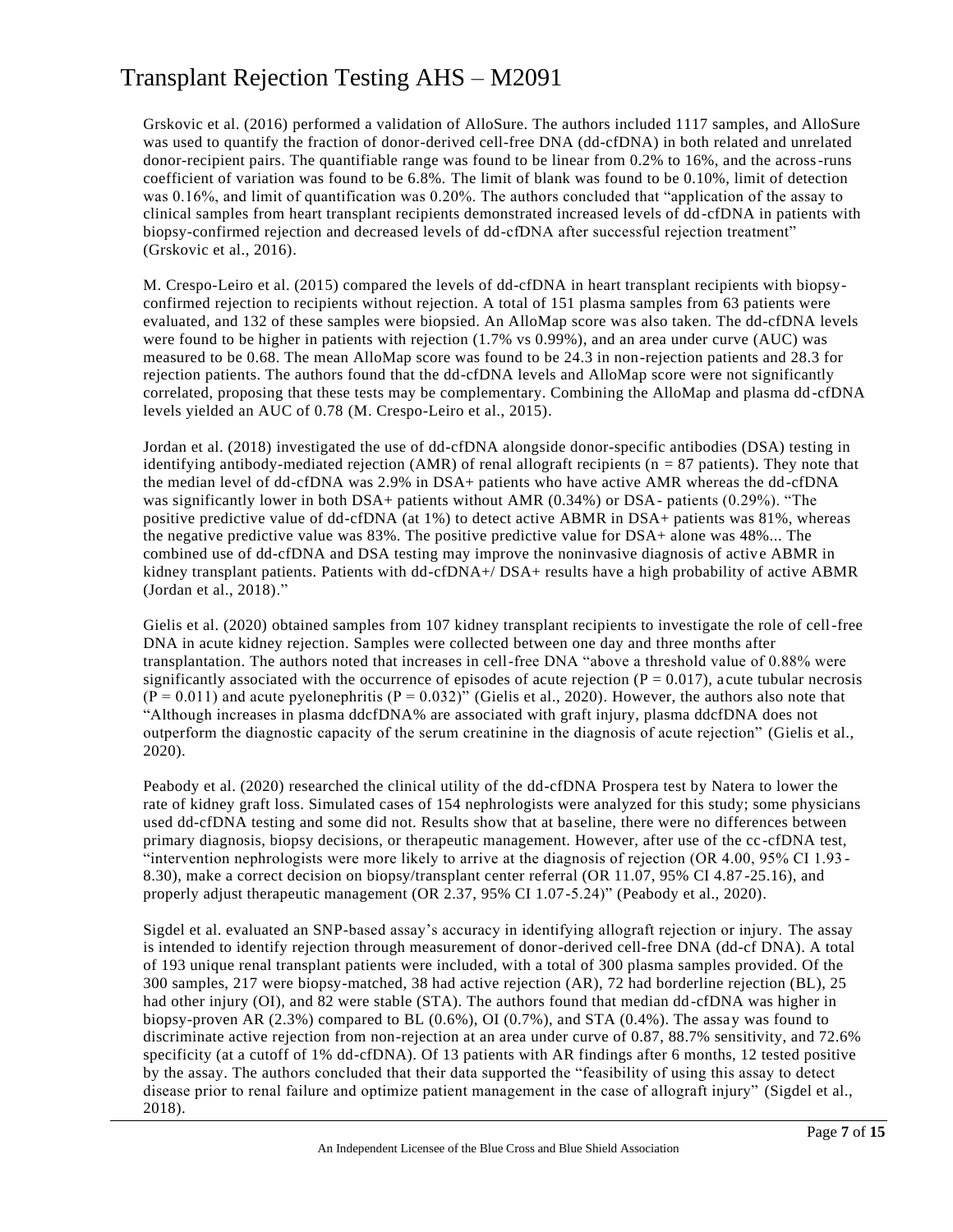Grskovic et al. (2016) performed a validation of AlloSure. The authors included 1117 samples, and AlloSure was used to quantify the fraction of donor-derived cell-free DNA (dd-cfDNA) in both related and unrelated donor-recipient pairs. The quantifiable range was found to be linear from 0.2% to 16%, and the across-runs coefficient of variation was found to be 6.8%. The limit of blank was found to be 0.10%, limit of detection was 0.16%, and limit of quantification was 0.20%. The authors concluded that "application of the assay to clinical samples from heart transplant recipients demonstrated increased levels of dd-cfDNA in patients with biopsy-confirmed rejection and decreased levels of dd-cfDNA after successful rejection treatment" (Grskovic et al., 2016).

M. Crespo-Leiro et al. (2015) compared the levels of dd-cfDNA in heart transplant recipients with biopsy-confirmed rejection to recipients without rejection. A total of 151 plasma samples from 63 patients were evaluated, and 132 of these samples were biopsied. An AlloMap score was also taken. The dd-cfDNA levels were found to be higher in patients with rejection (1.7% vs 0.99%), and an area under curve (AUC) was measured to be 0.68. The mean AlloMap score was found to be 24.3 in non-rejection patients and 28.3 for rejection patients. The authors found that the dd-cfDNA levels and AlloMap score were not significantly correlated, proposing that these tests may be complementary. Combining the AlloMap and plasma dd-cfDNA levels yielded an AUC of 0.78 (M. Crespo-Leiro et al., 2015).

Jordan et al. (2018) investigated the use of dd-cfDNA alongside donor-specific antibodies (DSA) testing in identifying antibody-mediated rejection (AMR) of renal allograft recipients (n = 87 patients). They note that the median level of dd-cfDNA was 2.9% in DSA+ patients who have active AMR whereas the dd-cfDNA was significantly lower in both DSA+ patients without AMR (0.34%) or DSA- patients (0.29%). "The positive predictive value of dd-cfDNA (at 1%) to detect active ABMR in DSA+ patients was 81%, whereas the negative predictive value was 83%. The positive predictive value for DSA+ alone was 48%... The combined use of dd-cfDNA and DSA testing may improve the noninvasive diagnosis of active ABMR in kidney transplant patients. Patients with dd-cfDNA+/ DSA+ results have a high probability of active ABMR (Jordan et al., 2018)."

Gielis et al. (2020) obtained samples from 107 kidney transplant recipients to investigate the role of cell-free DNA in acute kidney rejection. Samples were collected between one day and three months after transplantation. The authors noted that increases in cell-free DNA "above a threshold value of 0.88% were significantly associated with the occurrence of episodes of acute rejection (P = 0.017), acute tubular necrosis (P = 0.011) and acute pyelonephritis (P = 0.032)" (Gielis et al., 2020). However, the authors also note that "Although increases in plasma ddcfDNA% are associated with graft injury, plasma ddcfDNA does not outperform the diagnostic capacity of the serum creatinine in the diagnosis of acute rejection" (Gielis et al., 2020).

Peabody et al. (2020) researched the clinical utility of the dd-cfDNA Prospera test by Natera to lower the rate of kidney graft loss. Simulated cases of 154 nephrologists were analyzed for this study; some physicians used dd-cfDNA testing and some did not. Results show that at baseline, there were no differences between primary diagnosis, biopsy decisions, or therapeutic management. However, after use of the cc-cfDNA test, "intervention nephrologists were more likely to arrive at the diagnosis of rejection (OR 4.00, 95% CI 1.93-8.30), make a correct decision on biopsy/transplant center referral (OR 11.07, 95% CI 4.87-25.16), and properly adjust therapeutic management (OR 2.37, 95% CI 1.07-5.24)" (Peabody et al., 2020).

Sigdel et al. evaluated an SNP-based assay's accuracy in identifying allograft rejection or injury. The assay is intended to identify rejection through measurement of donor-derived cell-free DNA (dd-cf DNA). A total of 193 unique renal transplant patients were included, with a total of 300 plasma samples provided. Of the 300 samples, 217 were biopsy-matched, 38 had active rejection (AR), 72 had borderline rejection (BL), 25 had other injury (OI), and 82 were stable (STA). The authors found that median dd-cfDNA was higher in biopsy-proven AR (2.3%) compared to BL (0.6%), OI (0.7%), and STA (0.4%). The assay was found to discriminate active rejection from non-rejection at an area under curve of 0.87, 88.7% sensitivity, and 72.6% specificity (at a cutoff of 1% dd-cfDNA). Of 13 patients with AR findings after 6 months, 12 tested positive by the assay. The authors concluded that their data supported the "feasibility of using this assay to detect disease prior to renal failure and optimize patient management in the case of allograft injury" (Sigdel et al., 2018).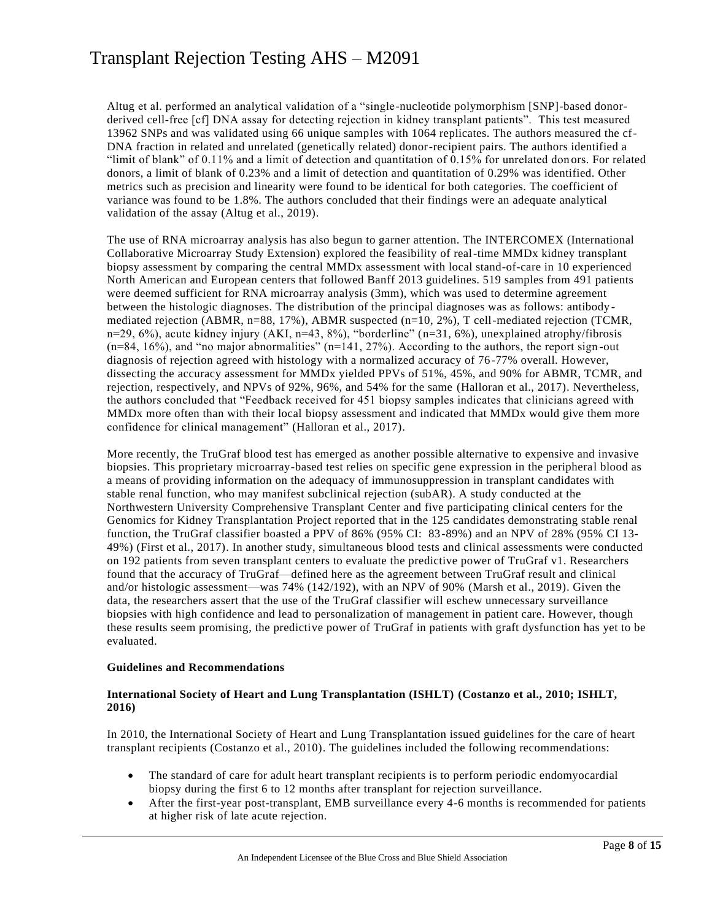Altug et al. performed an analytical validation of a "single-nucleotide polymorphism [SNP]-based donor-derived cell-free [cf] DNA assay for detecting rejection in kidney transplant patients". This test measured 13962 SNPs and was validated using 66 unique samples with 1064 replicates. The authors measured the cf-DNA fraction in related and unrelated (genetically related) donor-recipient pairs. The authors identified a "limit of blank" of 0.11% and a limit of detection and quantitation of 0.15% for unrelated donors. For related donors, a limit of blank of 0.23% and a limit of detection and quantitation of 0.29% was identified. Other metrics such as precision and linearity were found to be identical for both categories. The coefficient of variance was found to be 1.8%. The authors concluded that their findings were an adequate analytical validation of the assay (Altug et al., 2019).

The use of RNA microarray analysis has also begun to garner attention. The INTERCOMEX (International Collaborative Microarray Study Extension) explored the feasibility of real-time MMDx kidney transplant biopsy assessment by comparing the central MMDx assessment with local stand-of-care in 10 experienced North American and European centers that followed Banff 2013 guidelines. 519 samples from 491 patients were deemed sufficient for RNA microarray analysis (3mm), which was used to determine agreement between the histologic diagnoses. The distribution of the principal diagnoses was as follows: antibody-mediated rejection (ABMR, n=88, 17%), ABMR suspected (n=10, 2%), T cell-mediated rejection (TCMR, n=29, 6%), acute kidney injury (AKI, n=43, 8%), "borderline" (n=31, 6%), unexplained atrophy/fibrosis (n=84, 16%), and "no major abnormalities" (n=141, 27%). According to the authors, the report sign-out diagnosis of rejection agreed with histology with a normalized accuracy of 76-77% overall. However, dissecting the accuracy assessment for MMDx yielded PPVs of 51%, 45%, and 90% for ABMR, TCMR, and rejection, respectively, and NPVs of 92%, 96%, and 54% for the same (Halloran et al., 2017). Nevertheless, the authors concluded that "Feedback received for 451 biopsy samples indicates that clinicians agreed with MMDx more often than with their local biopsy assessment and indicated that MMDx would give them more confidence for clinical management" (Halloran et al., 2017).

More recently, the TruGraf blood test has emerged as another possible alternative to expensive and invasive biopsies. This proprietary microarray-based test relies on specific gene expression in the peripheral blood as a means of providing information on the adequacy of immunosuppression in transplant candidates with stable renal function, who may manifest subclinical rejection (subAR). A study conducted at the Northwestern University Comprehensive Transplant Center and five participating clinical centers for the Genomics for Kidney Transplantation Project reported that in the 125 candidates demonstrating stable renal function, the TruGraf classifier boasted a PPV of 86% (95% CI: 83-89%) and an NPV of 28% (95% CI 13-49%) (First et al., 2017). In another study, simultaneous blood tests and clinical assessments were conducted on 192 patients from seven transplant centers to evaluate the predictive power of TruGraf v1. Researchers found that the accuracy of TruGraf—defined here as the agreement between TruGraf result and clinical and/or histologic assessment—was 74% (142/192), with an NPV of 90% (Marsh et al., 2019). Given the data, the researchers assert that the use of the TruGraf classifier will eschew unnecessary surveillance biopsies with high confidence and lead to personalization of management in patient care. However, though these results seem promising, the predictive power of TruGraf in patients with graft dysfunction has yet to be evaluated.

**Guidelines and Recommendations**

**International Society of Heart and Lung Transplantation (ISHLT) (Costanzo et al., 2010; ISHLT, 2016)**

In 2010, the International Society of Heart and Lung Transplantation issued guidelines for the care of heart transplant recipients (Costanzo et al., 2010). The guidelines included the following recommendations:

- The standard of care for adult heart transplant recipients is to perform periodic endomyocardial biopsy during the first 6 to 12 months after transplant for rejection surveillance.
- After the first-year post-transplant, EMB surveillance every 4-6 months is recommended for patients at higher risk of late acute rejection.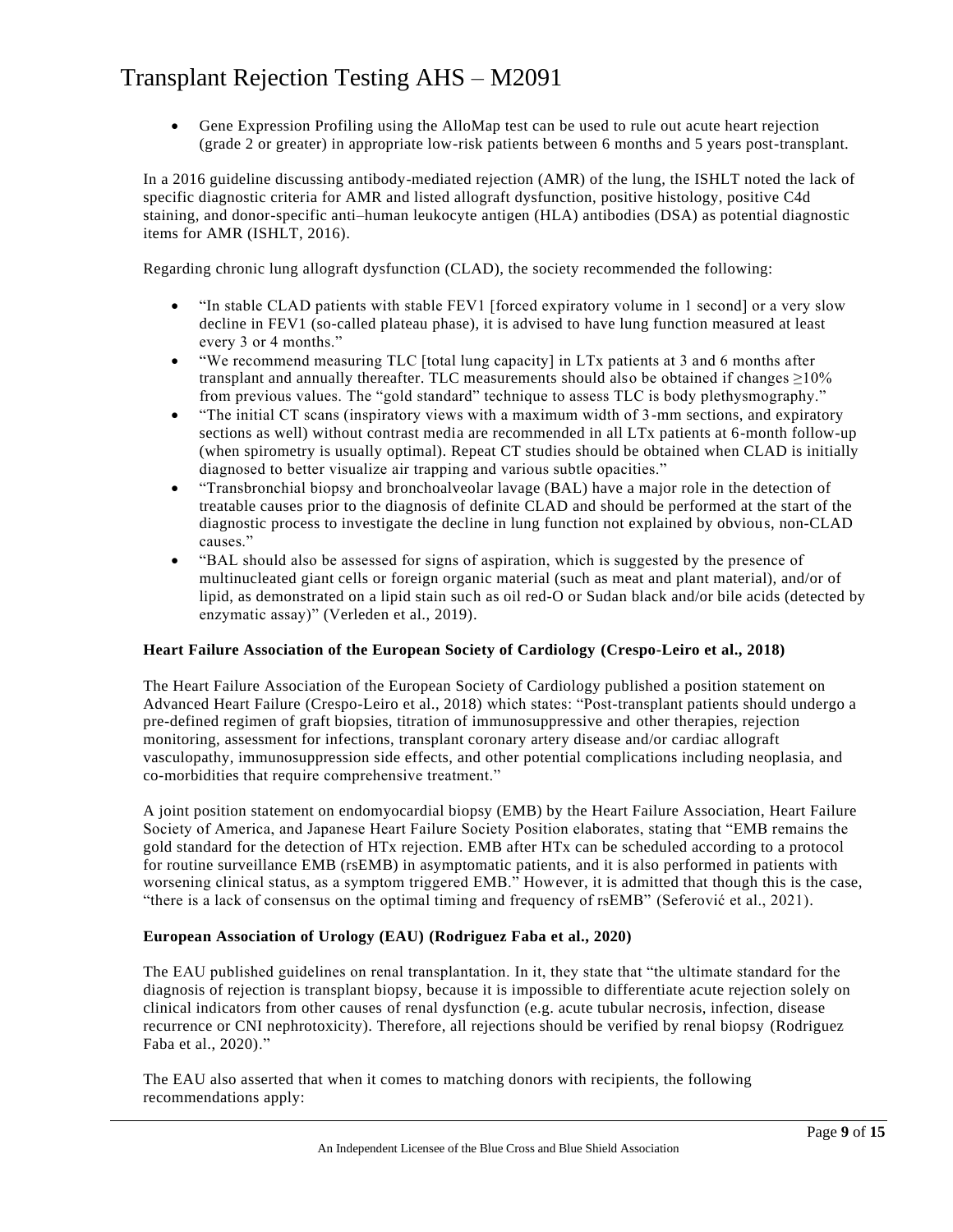- Gene Expression Profiling using the AlloMap test can be used to rule out acute heart rejection (grade 2 or greater) in appropriate low-risk patients between 6 months and 5 years post-transplant.

In a 2016 guideline discussing antibody-mediated rejection (AMR) of the lung, the ISHLT noted the lack of specific diagnostic criteria for AMR and listed allograft dysfunction, positive histology, positive C4d staining, and donor-specific anti–human leukocyte antigen (HLA) antibodies (DSA) as potential diagnostic items for AMR (ISHLT, 2016).

Regarding chronic lung allograft dysfunction (CLAD), the society recommended the following:

- "In stable CLAD patients with stable FEV1 [forced expiratory volume in 1 second] or a very slow decline in FEV1 (so-called plateau phase), it is advised to have lung function measured at least every 3 or 4 months."
- "We recommend measuring TLC [total lung capacity] in LTx patients at 3 and 6 months after transplant and annually thereafter. TLC measurements should also be obtained if changes ≥10% from previous values. The "gold standard" technique to assess TLC is body plethysmography."
- "The initial CT scans (inspiratory views with a maximum width of 3-mm sections, and expiratory sections as well) without contrast media are recommended in all LTx patients at 6-month follow-up (when spirometry is usually optimal). Repeat CT studies should be obtained when CLAD is initially diagnosed to better visualize air trapping and various subtle opacities."
- "Transbronchial biopsy and bronchoalveolar lavage (BAL) have a major role in the detection of treatable causes prior to the diagnosis of definite CLAD and should be performed at the start of the diagnostic process to investigate the decline in lung function not explained by obvious, non-CLAD causes."
- "BAL should also be assessed for signs of aspiration, which is suggested by the presence of multinucleated giant cells or foreign organic material (such as meat and plant material), and/or of lipid, as demonstrated on a lipid stain such as oil red-O or Sudan black and/or bile acids (detected by enzymatic assay)" (Verleden et al., 2019).

**Heart Failure Association of the European Society of Cardiology (Crespo-Leiro et al., 2018)**

The Heart Failure Association of the European Society of Cardiology published a position statement on Advanced Heart Failure (Crespo-Leiro et al., 2018) which states: "Post-transplant patients should undergo a pre-defined regimen of graft biopsies, titration of immunosuppressive and other therapies, rejection monitoring, assessment for infections, transplant coronary artery disease and/or cardiac allograft vasculopathy, immunosuppression side effects, and other potential complications including neoplasia, and co-morbidities that require comprehensive treatment."

A joint position statement on endomyocardial biopsy (EMB) by the Heart Failure Association, Heart Failure Society of America, and Japanese Heart Failure Society Position elaborates, stating that "EMB remains the gold standard for the detection of HTx rejection. EMB after HTx can be scheduled according to a protocol for routine surveillance EMB (rsEMB) in asymptomatic patients, and it is also performed in patients with worsening clinical status, as a symptom triggered EMB." However, it is admitted that though this is the case, "there is a lack of consensus on the optimal timing and frequency of rsEMB" (Seferović et al., 2021).

**European Association of Urology (EAU) (Rodriguez Faba et al., 2020)**

The EAU published guidelines on renal transplantation. In it, they state that "the ultimate standard for the diagnosis of rejection is transplant biopsy, because it is impossible to differentiate acute rejection solely on clinical indicators from other causes of renal dysfunction (e.g. acute tubular necrosis, infection, disease recurrence or CNI nephrotoxicity). Therefore, all rejections should be verified by renal biopsy (Rodriguez Faba et al., 2020)."

The EAU also asserted that when it comes to matching donors with recipients, the following recommendations apply: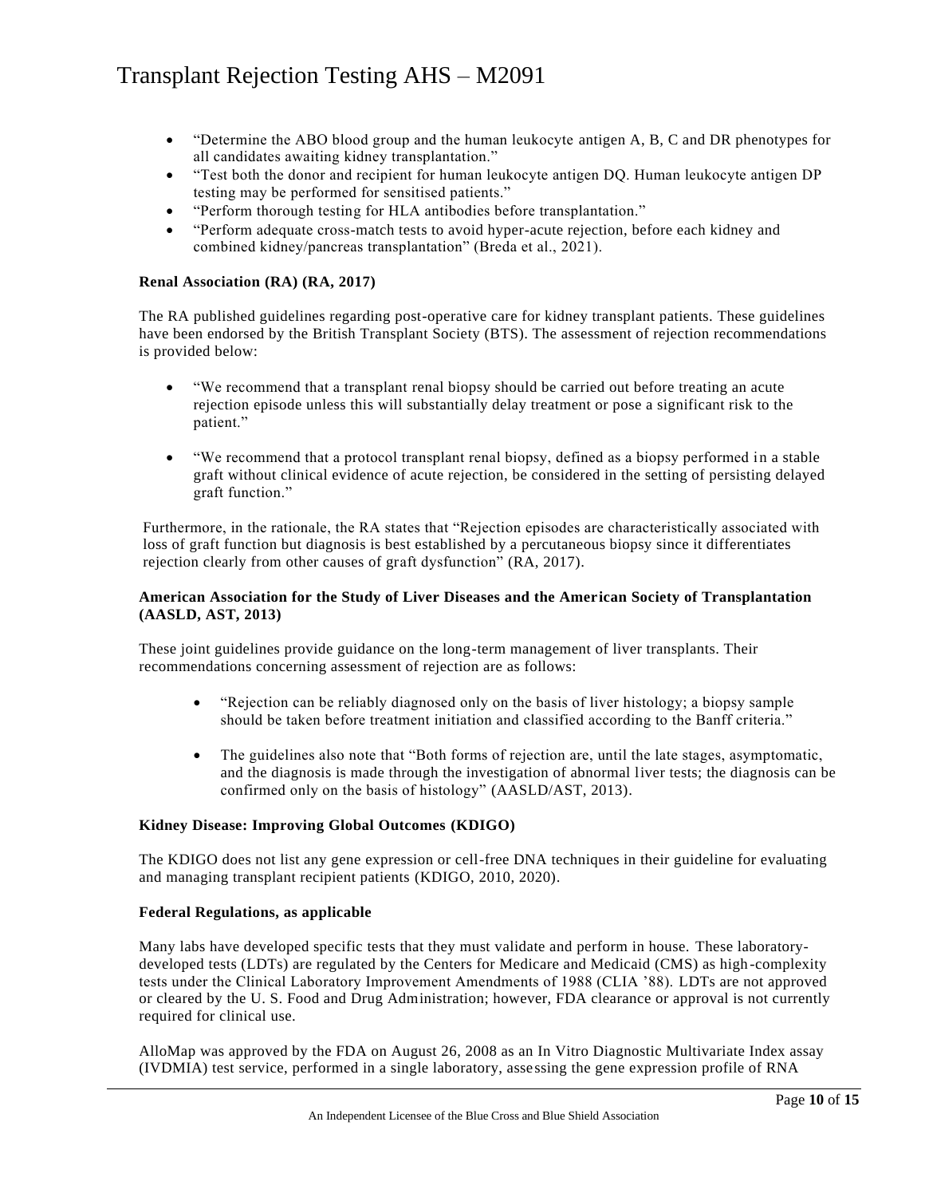- "Determine the ABO blood group and the human leukocyte antigen A, B, C and DR phenotypes for all candidates awaiting kidney transplantation."
- "Test both the donor and recipient for human leukocyte antigen DQ. Human leukocyte antigen DP testing may be performed for sensitised patients."
- "Perform thorough testing for HLA antibodies before transplantation."
- "Perform adequate cross-match tests to avoid hyper-acute rejection, before each kidney and combined kidney/pancreas transplantation" (Breda et al., 2021).

**Renal Association (RA) (RA, 2017)**

The RA published guidelines regarding post-operative care for kidney transplant patients. These guidelines have been endorsed by the British Transplant Society (BTS). The assessment of rejection recommendations is provided below:

- "We recommend that a transplant renal biopsy should be carried out before treating an acute rejection episode unless this will substantially delay treatment or pose a significant risk to the patient."

- "We recommend that a protocol transplant renal biopsy, defined as a biopsy performed in a stable graft without clinical evidence of acute rejection, be considered in the setting of persisting delayed graft function."

Furthermore, in the rationale, the RA states that "Rejection episodes are characteristically associated with loss of graft function but diagnosis is best established by a percutaneous biopsy since it differentiates rejection clearly from other causes of graft dysfunction" (RA, 2017).

**American Association for the Study of Liver Diseases and the American Society of Transplantation (AASLD, AST, 2013)**

These joint guidelines provide guidance on the long-term management of liver transplants. Their recommendations concerning assessment of rejection are as follows:

- "Rejection can be reliably diagnosed only on the basis of liver histology; a biopsy sample should be taken before treatment initiation and classified according to the Banff criteria."

- The guidelines also note that "Both forms of rejection are, until the late stages, asymptomatic, and the diagnosis is made through the investigation of abnormal liver tests; the diagnosis can be confirmed only on the basis of histology" (AASLD/AST, 2013).

**Kidney Disease: Improving Global Outcomes (KDIGO)**

The KDIGO does not list any gene expression or cell-free DNA techniques in their guideline for evaluating and managing transplant recipient patients (KDIGO, 2010, 2020).

**Federal Regulations, as applicable**

Many labs have developed specific tests that they must validate and perform in house. These laboratory-developed tests (LDTs) are regulated by the Centers for Medicare and Medicaid (CMS) as high-complexity tests under the Clinical Laboratory Improvement Amendments of 1988 (CLIA '88). LDTs are not approved or cleared by the U. S. Food and Drug Administration; however, FDA clearance or approval is not currently required for clinical use.

AlloMap was approved by the FDA on August 26, 2008 as an In Vitro Diagnostic Multivariate Index assay (IVDMIA) test service, performed in a single laboratory, assessing the gene expression profile of RNA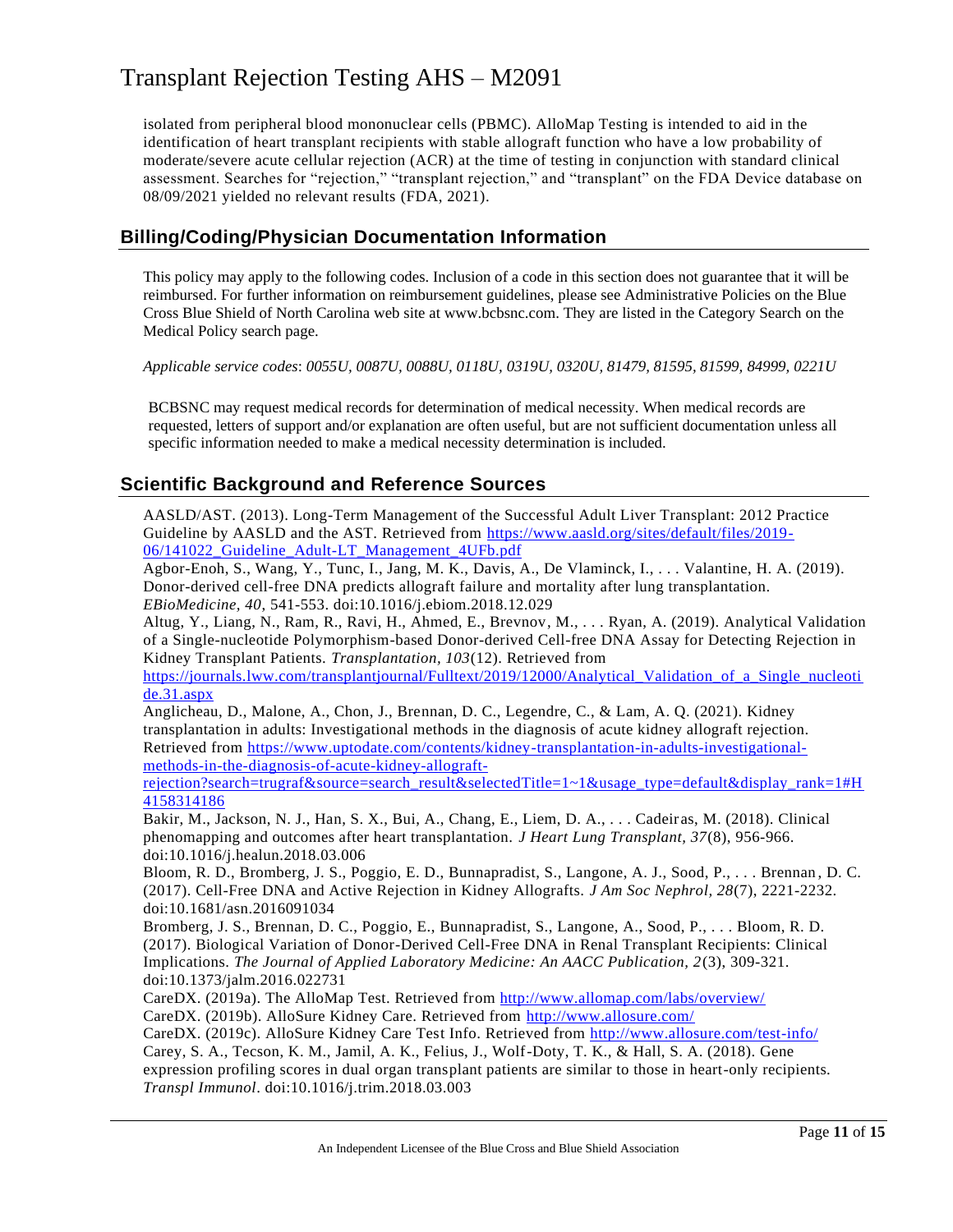isolated from peripheral blood mononuclear cells (PBMC). AlloMap Testing is intended to aid in the identification of heart transplant recipients with stable allograft function who have a low probability of moderate/severe acute cellular rejection (ACR) at the time of testing in conjunction with standard clinical assessment. Searches for "rejection," "transplant rejection," and "transplant" on the FDA Device database on 08/09/2021 yielded no relevant results (FDA, 2021).

## Billing/Coding/Physician Documentation Information

This policy may apply to the following codes. Inclusion of a code in this section does not guarantee that it will be reimbursed. For further information on reimbursement guidelines, please see Administrative Policies on the Blue Cross Blue Shield of North Carolina web site at www.bcbsnc.com. They are listed in the Category Search on the Medical Policy search page.

*Applicable service codes*: *0055U, 0087U, 0088U, 0118U, 0319U, 0320U, 81479, 81595, 81599, 84999, 0221U*

BCBSNC may request medical records for determination of medical necessity. When medical records are requested, letters of support and/or explanation are often useful, but are not sufficient documentation unless all specific information needed to make a medical necessity determination is included.

## Scientific Background and Reference Sources

AASLD/AST. (2013). Long-Term Management of the Successful Adult Liver Transplant: 2012 Practice Guideline by AASLD and the AST. Retrieved from https://www.aasld.org/sites/default/files/2019-06/141022_Guideline_Adult-LT_Management_4UFb.pdf

Agbor-Enoh, S., Wang, Y., Tunc, I., Jang, M. K., Davis, A., De Vlaminck, I., . . . Valantine, H. A. (2019). Donor-derived cell-free DNA predicts allograft failure and mortality after lung transplantation. *EBioMedicine, 40*, 541-553. doi:10.1016/j.ebiom.2018.12.029

Altug, Y., Liang, N., Ram, R., Ravi, H., Ahmed, E., Brevnov, M., . . . Ryan, A. (2019). Analytical Validation of a Single-nucleotide Polymorphism-based Donor-derived Cell-free DNA Assay for Detecting Rejection in Kidney Transplant Patients. *Transplantation, 103*(12). Retrieved from https://journals.lww.com/transplantjournal/Fulltext/2019/12000/Analytical_Validation_of_a_Single_nucleotide.31.aspx

Anglicheau, D., Malone, A., Chon, J., Brennan, D. C., Legendre, C., & Lam, A. Q. (2021). Kidney transplantation in adults: Investigational methods in the diagnosis of acute kidney allograft rejection. Retrieved from https://www.uptodate.com/contents/kidney-transplantation-in-adults-investigational-methods-in-the-diagnosis-of-acute-kidney-allograft-rejection?search=trugraf&source=search_result&selectedTitle=1~1&usage_type=default&display_rank=1#H4158314186

Bakir, M., Jackson, N. J., Han, S. X., Bui, A., Chang, E., Liem, D. A., . . . Cadeiras, M. (2018). Clinical phenomapping and outcomes after heart transplantation. *J Heart Lung Transplant, 37*(8), 956-966. doi:10.1016/j.healun.2018.03.006

Bloom, R. D., Bromberg, J. S., Poggio, E. D., Bunnapradist, S., Langone, A. J., Sood, P., . . . Brennan, D. C. (2017). Cell-Free DNA and Active Rejection in Kidney Allografts. *J Am Soc Nephrol, 28*(7), 2221-2232. doi:10.1681/asn.2016091034

Bromberg, J. S., Brennan, D. C., Poggio, E., Bunnapradist, S., Langone, A., Sood, P., . . . Bloom, R. D. (2017). Biological Variation of Donor-Derived Cell-Free DNA in Renal Transplant Recipients: Clinical Implications. *The Journal of Applied Laboratory Medicine: An AACC Publication, 2*(3), 309-321. doi:10.1373/jalm.2016.022731

CareDX. (2019a). The AlloMap Test. Retrieved from http://www.allomap.com/labs/overview/

CareDX. (2019b). AlloSure Kidney Care. Retrieved from http://www.allosure.com/

CareDX. (2019c). AlloSure Kidney Care Test Info. Retrieved from http://www.allosure.com/test-info/

Carey, S. A., Tecson, K. M., Jamil, A. K., Felius, J., Wolf-Doty, T. K., & Hall, S. A. (2018). Gene expression profiling scores in dual organ transplant patients are similar to those in heart-only recipients. *Transpl Immunol*. doi:10.1016/j.trim.2018.03.003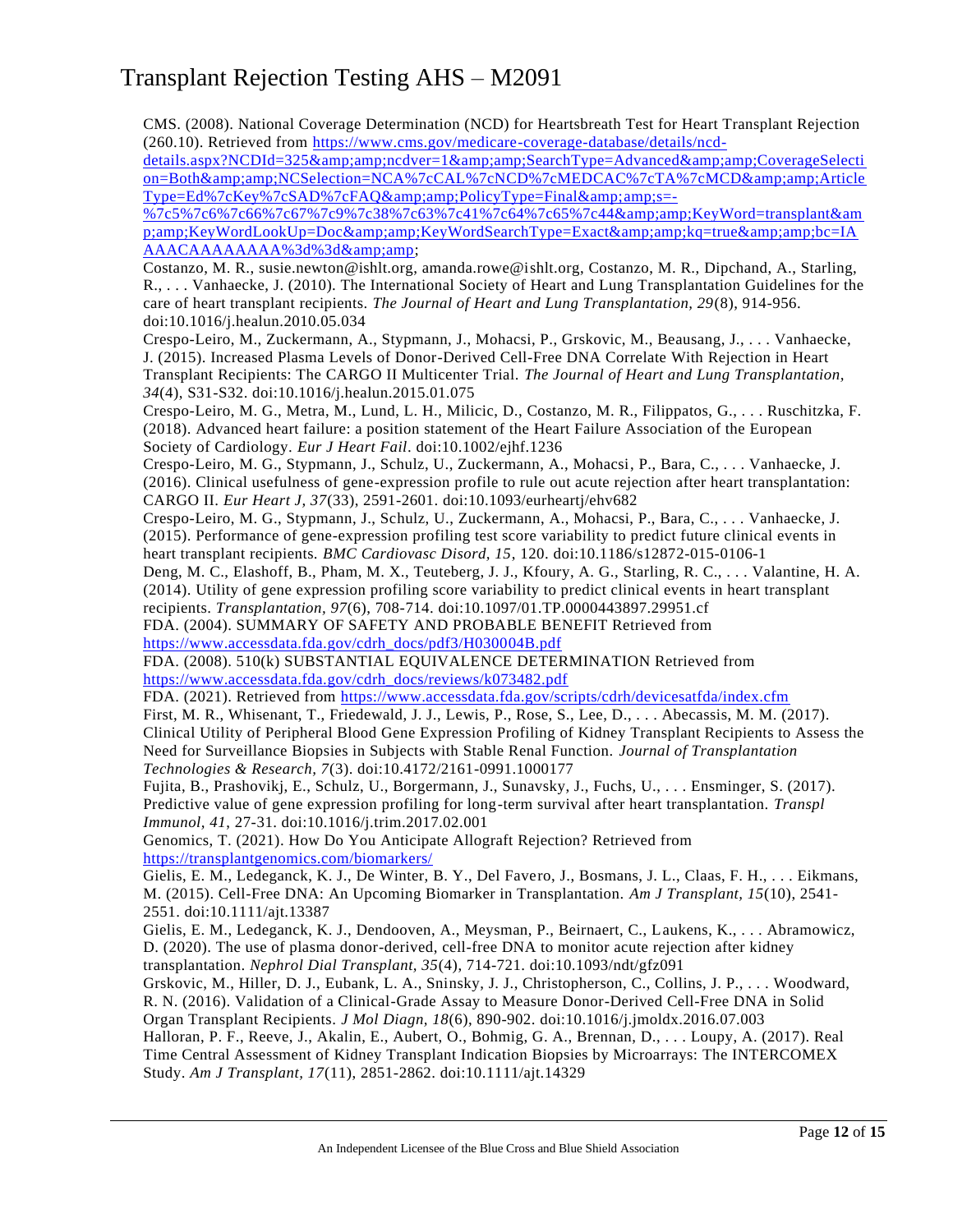CMS. (2008). National Coverage Determination (NCD) for Heartsbreath Test for Heart Transplant Rejection (260.10). Retrieved from https://www.cms.gov/medicare-coverage-database/details/ncd-details.aspx?NCDId=325&amp;amp;ncdver=1&amp;amp;SearchType=Advanced&amp;amp;CoverageSelection=Both&amp;amp;NCSelection=NCA%7cCAL%7cNCD%7cMEDCAC%7cTA%7cMCD&amp;amp;ArticleType=Ed%7cKey%7cSAD%7cFAQ&amp;amp;PolicyType=Final&amp;amp;s=-%7c5%7c6%7c66%7c67%7c9%7c38%7c63%7c41%7c64%7c65%7c44&amp;amp;KeyWord=transplant&amp;amp;KeyWordLookUp=Doc&amp;amp;KeyWordSearchType=Exact&amp;amp;kq=true&amp;amp;bc=IAAAACAAAAAAAA%3d%3d&amp;amp;

Costanzo, M. R., susie.newton@ishlt.org, amanda.rowe@ishlt.org, Costanzo, M. R., Dipchand, A., Starling, R., . . . Vanhaecke, J. (2010). The International Society of Heart and Lung Transplantation Guidelines for the care of heart transplant recipients. *The Journal of Heart and Lung Transplantation, 29*(8), 914-956. doi:10.1016/j.healun.2010.05.034

Crespo-Leiro, M., Zuckermann, A., Stypmann, J., Mohacsi, P., Grskovic, M., Beausang, J., . . . Vanhaecke, J. (2015). Increased Plasma Levels of Donor-Derived Cell-Free DNA Correlate With Rejection in Heart Transplant Recipients: The CARGO II Multicenter Trial. *The Journal of Heart and Lung Transplantation, 34*(4), S31-S32. doi:10.1016/j.healun.2015.01.075

Crespo-Leiro, M. G., Metra, M., Lund, L. H., Milicic, D., Costanzo, M. R., Filippatos, G., . . . Ruschitzka, F. (2018). Advanced heart failure: a position statement of the Heart Failure Association of the European Society of Cardiology. *Eur J Heart Fail*. doi:10.1002/ejhf.1236

Crespo-Leiro, M. G., Stypmann, J., Schulz, U., Zuckermann, A., Mohacsi, P., Bara, C., . . . Vanhaecke, J. (2016). Clinical usefulness of gene-expression profile to rule out acute rejection after heart transplantation: CARGO II. *Eur Heart J, 37*(33), 2591-2601. doi:10.1093/eurheartj/ehv682

Crespo-Leiro, M. G., Stypmann, J., Schulz, U., Zuckermann, A., Mohacsi, P., Bara, C., . . . Vanhaecke, J. (2015). Performance of gene-expression profiling test score variability to predict future clinical events in heart transplant recipients. *BMC Cardiovasc Disord, 15*, 120. doi:10.1186/s12872-015-0106-1

Deng, M. C., Elashoff, B., Pham, M. X., Teuteberg, J. J., Kfoury, A. G., Starling, R. C., . . . Valantine, H. A. (2014). Utility of gene expression profiling score variability to predict clinical events in heart transplant recipients. *Transplantation, 97*(6), 708-714. doi:10.1097/01.TP.0000443897.29951.cf

FDA. (2004). SUMMARY OF SAFETY AND PROBABLE BENEFIT Retrieved from https://www.accessdata.fda.gov/cdrh_docs/pdf3/H030004B.pdf

FDA. (2008). 510(k) SUBSTANTIAL EQUIVALENCE DETERMINATION Retrieved from https://www.accessdata.fda.gov/cdrh_docs/reviews/k073482.pdf

FDA. (2021). Retrieved from https://www.accessdata.fda.gov/scripts/cdrh/devicesatfda/index.cfm

First, M. R., Whisenant, T., Friedewald, J. J., Lewis, P., Rose, S., Lee, D., . . . Abecassis, M. M. (2017). Clinical Utility of Peripheral Blood Gene Expression Profiling of Kidney Transplant Recipients to Assess the Need for Surveillance Biopsies in Subjects with Stable Renal Function. *Journal of Transplantation Technologies & Research, 7*(3). doi:10.4172/2161-0991.1000177

Fujita, B., Prashovikj, E., Schulz, U., Borgermann, J., Sunavsky, J., Fuchs, U., . . . Ensminger, S. (2017). Predictive value of gene expression profiling for long-term survival after heart transplantation. *Transpl Immunol, 41*, 27-31. doi:10.1016/j.trim.2017.02.001

Genomics, T. (2021). How Do You Anticipate Allograft Rejection? Retrieved from https://transplantgenomics.com/biomarkers/

Gielis, E. M., Ledeganck, K. J., De Winter, B. Y., Del Favero, J., Bosmans, J. L., Claas, F. H., . . . Eikmans, M. (2015). Cell-Free DNA: An Upcoming Biomarker in Transplantation. *Am J Transplant, 15*(10), 2541-2551. doi:10.1111/ajt.13387

Gielis, E. M., Ledeganck, K. J., Dendooven, A., Meysman, P., Beirnaert, C., Laukens, K., . . . Abramowicz, D. (2020). The use of plasma donor-derived, cell-free DNA to monitor acute rejection after kidney transplantation. *Nephrol Dial Transplant, 35*(4), 714-721. doi:10.1093/ndt/gfz091

Grskovic, M., Hiller, D. J., Eubank, L. A., Sninsky, J. J., Christopherson, C., Collins, J. P., . . . Woodward, R. N. (2016). Validation of a Clinical-Grade Assay to Measure Donor-Derived Cell-Free DNA in Solid Organ Transplant Recipients. *J Mol Diagn, 18*(6), 890-902. doi:10.1016/j.jmoldx.2016.07.003

Halloran, P. F., Reeve, J., Akalin, E., Aubert, O., Bohmig, G. A., Brennan, D., . . . Loupy, A. (2017). Real Time Central Assessment of Kidney Transplant Indication Biopsies by Microarrays: The INTERCOMEX Study. *Am J Transplant, 17*(11), 2851-2862. doi:10.1111/ajt.14329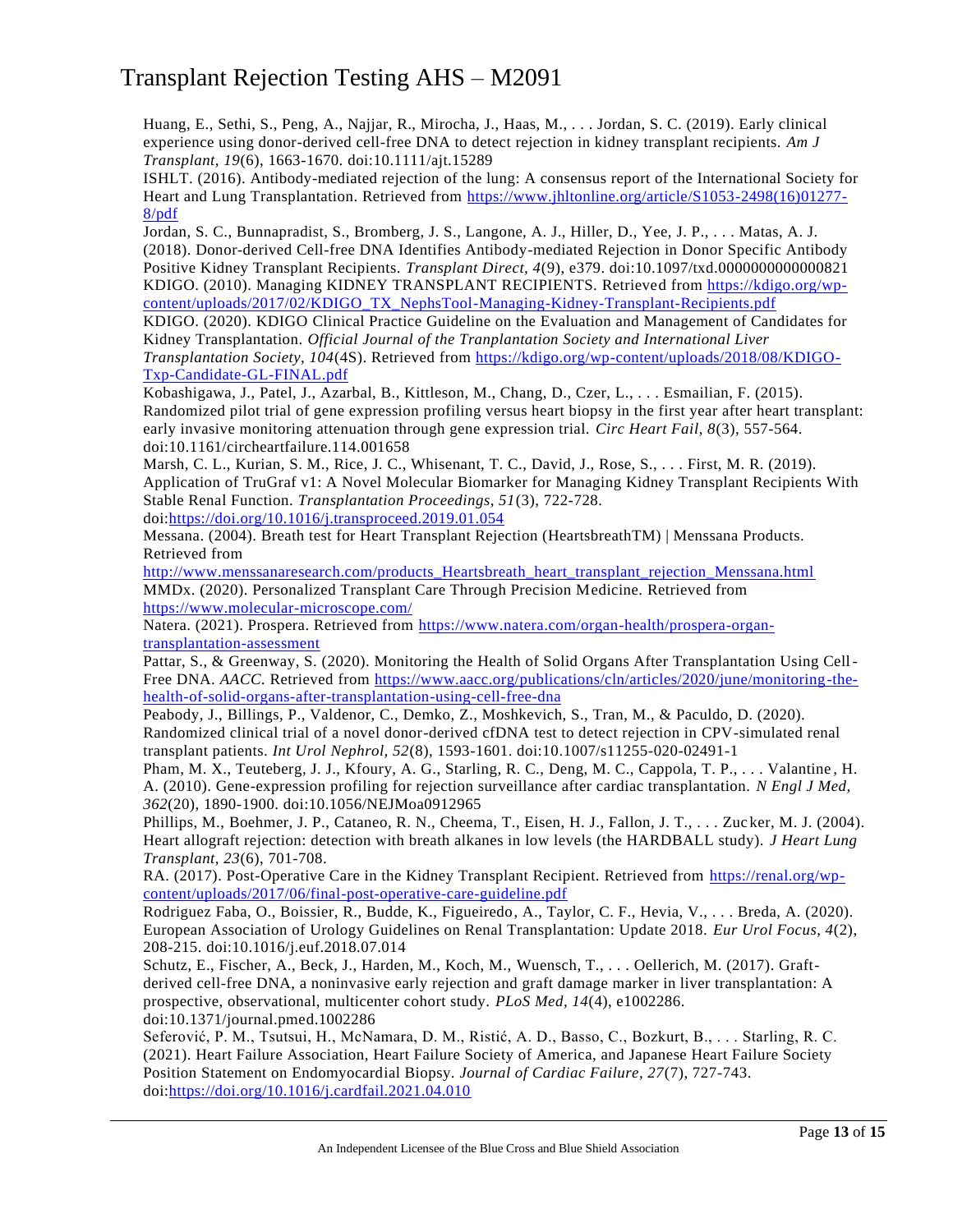Huang, E., Sethi, S., Peng, A., Najjar, R., Mirocha, J., Haas, M., . . . Jordan, S. C. (2019). Early clinical experience using donor-derived cell-free DNA to detect rejection in kidney transplant recipients. *Am J Transplant, 19*(6), 1663-1670. doi:10.1111/ajt.15289

ISHLT. (2016). Antibody-mediated rejection of the lung: A consensus report of the International Society for Heart and Lung Transplantation. Retrieved from https://www.jhltonline.org/article/S1053-2498(16)01277-8/pdf

Jordan, S. C., Bunnapradist, S., Bromberg, J. S., Langone, A. J., Hiller, D., Yee, J. P., . . . Matas, A. J. (2018). Donor-derived Cell-free DNA Identifies Antibody-mediated Rejection in Donor Specific Antibody Positive Kidney Transplant Recipients. *Transplant Direct, 4*(9), e379. doi:10.1097/txd.0000000000000821

KDIGO. (2010). Managing KIDNEY TRANSPLANT RECIPIENTS. Retrieved from https://kdigo.org/wp-content/uploads/2017/02/KDIGO_TX_NephsTool-Managing-Kidney-Transplant-Recipients.pdf

KDIGO. (2020). KDIGO Clinical Practice Guideline on the Evaluation and Management of Candidates for Kidney Transplantation. *Official Journal of the Tranplantation Society and International Liver Transplantation Society, 104*(4S). Retrieved from https://kdigo.org/wp-content/uploads/2018/08/KDIGO-Txp-Candidate-GL-FINAL.pdf

Kobashigawa, J., Patel, J., Azarbal, B., Kittleson, M., Chang, D., Czer, L., . . . Esmailian, F. (2015). Randomized pilot trial of gene expression profiling versus heart biopsy in the first year after heart transplant: early invasive monitoring attenuation through gene expression trial. *Circ Heart Fail, 8*(3), 557-564. doi:10.1161/circheartfailure.114.001658

Marsh, C. L., Kurian, S. M., Rice, J. C., Whisenant, T. C., David, J., Rose, S., . . . First, M. R. (2019). Application of TruGraf v1: A Novel Molecular Biomarker for Managing Kidney Transplant Recipients With Stable Renal Function. *Transplantation Proceedings, 51*(3), 722-728. doi:https://doi.org/10.1016/j.transproceed.2019.01.054

Messana. (2004). Breath test for Heart Transplant Rejection (HeartsbreathTM) | Menssana Products. Retrieved from http://www.menssanaresearch.com/products_Heartsbreath_heart_transplant_rejection_Menssana.html

MMDx. (2020). Personalized Transplant Care Through Precision Medicine. Retrieved from https://www.molecular-microscope.com/

Natera. (2021). Prospera. Retrieved from https://www.natera.com/organ-health/prospera-organ-transplantation-assessment

Pattar, S., & Greenway, S. (2020). Monitoring the Health of Solid Organs After Transplantation Using Cell-Free DNA. *AACC.* Retrieved from https://www.aacc.org/publications/cln/articles/2020/june/monitoring-the-health-of-solid-organs-after-transplantation-using-cell-free-dna

Peabody, J., Billings, P., Valdenor, C., Demko, Z., Moshkevich, S., Tran, M., & Paculdo, D. (2020). Randomized clinical trial of a novel donor-derived cfDNA test to detect rejection in CPV-simulated renal transplant patients. *Int Urol Nephrol, 52*(8), 1593-1601. doi:10.1007/s11255-020-02491-1

Pham, M. X., Teuteberg, J. J., Kfoury, A. G., Starling, R. C., Deng, M. C., Cappola, T. P., . . . Valantine, H. A. (2010). Gene-expression profiling for rejection surveillance after cardiac transplantation. *N Engl J Med, 362*(20), 1890-1900. doi:10.1056/NEJMoa0912965

Phillips, M., Boehmer, J. P., Cataneo, R. N., Cheema, T., Eisen, H. J., Fallon, J. T., . . . Zucker, M. J. (2004). Heart allograft rejection: detection with breath alkanes in low levels (the HARDBALL study). *J Heart Lung Transplant, 23*(6), 701-708.

RA. (2017). Post-Operative Care in the Kidney Transplant Recipient. Retrieved from https://renal.org/wp-content/uploads/2017/06/final-post-operative-care-guideline.pdf

Rodriguez Faba, O., Boissier, R., Budde, K., Figueiredo, A., Taylor, C. F., Hevia, V., . . . Breda, A. (2020). European Association of Urology Guidelines on Renal Transplantation: Update 2018. *Eur Urol Focus, 4*(2), 208-215. doi:10.1016/j.euf.2018.07.014

Schutz, E., Fischer, A., Beck, J., Harden, M., Koch, M., Wuensch, T., . . . Oellerich, M. (2017). Graft-derived cell-free DNA, a noninvasive early rejection and graft damage marker in liver transplantation: A prospective, observational, multicenter cohort study. *PLoS Med, 14*(4), e1002286. doi:10.1371/journal.pmed.1002286

Seferović, P. M., Tsutsui, H., McNamara, D. M., Ristić, A. D., Basso, C., Bozkurt, B., . . . Starling, R. C. (2021). Heart Failure Association, Heart Failure Society of America, and Japanese Heart Failure Society Position Statement on Endomyocardial Biopsy. *Journal of Cardiac Failure, 27*(7), 727-743. doi:https://doi.org/10.1016/j.cardfail.2021.04.010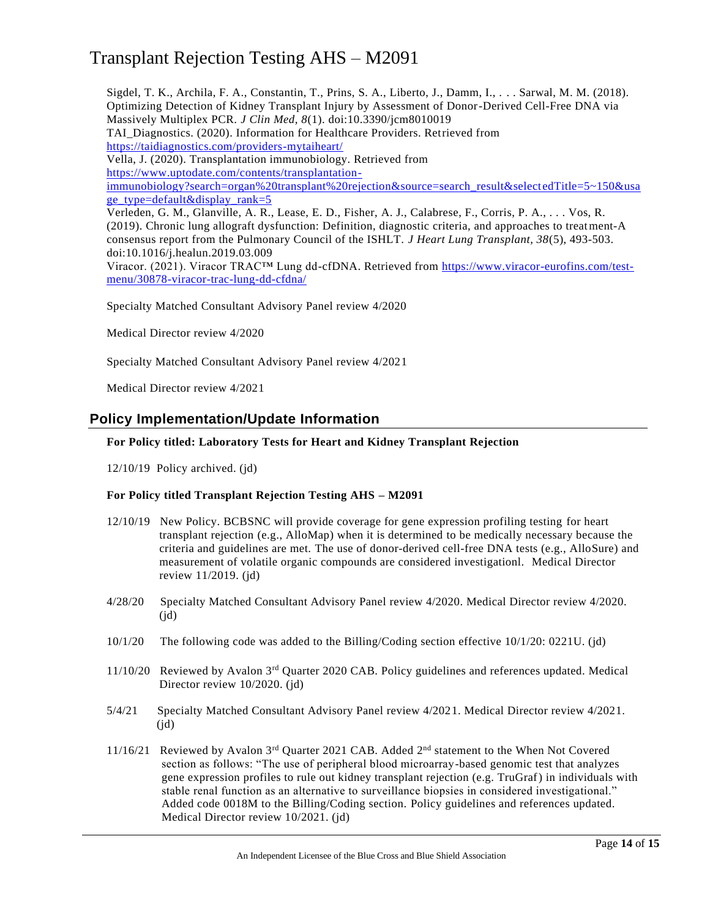Sigdel, T. K., Archila, F. A., Constantin, T., Prins, S. A., Liberto, J., Damm, I., . . . Sarwal, M. M. (2018). Optimizing Detection of Kidney Transplant Injury by Assessment of Donor-Derived Cell-Free DNA via Massively Multiplex PCR. *J Clin Med, 8*(1). doi:10.3390/jcm8010019

TAI_Diagnostics. (2020). Information for Healthcare Providers. Retrieved from https://taidiagnostics.com/providers-mytaiheart/

Vella, J. (2020). Transplantation immunobiology. Retrieved from https://www.uptodate.com/contents/transplantation-immunobiology?search=organ%20transplant%20rejection&source=search_result&selectedTitle=5~150&usage_type=default&display_rank=5

Verleden, G. M., Glanville, A. R., Lease, E. D., Fisher, A. J., Calabrese, F., Corris, P. A., . . . Vos, R. (2019). Chronic lung allograft dysfunction: Definition, diagnostic criteria, and approaches to treatment-A consensus report from the Pulmonary Council of the ISHLT. *J Heart Lung Transplant, 38*(5), 493-503. doi:10.1016/j.healun.2019.03.009

Viracor. (2021). Viracor TRAC™ Lung dd-cfDNA. Retrieved from https://www.viracor-eurofins.com/test-menu/30878-viracor-trac-lung-dd-cfdna/

Specialty Matched Consultant Advisory Panel review 4/2020

Medical Director review 4/2020

Specialty Matched Consultant Advisory Panel review 4/2021

Medical Director review 4/2021

## Policy Implementation/Update Information

**For Policy titled: Laboratory Tests for Heart and Kidney Transplant Rejection**

12/10/19 Policy archived. (jd)

**For Policy titled Transplant Rejection Testing AHS – M2091**

12/10/19 New Policy. BCBSNC will provide coverage for gene expression profiling testing for heart transplant rejection (e.g., AlloMap) when it is determined to be medically necessary because the criteria and guidelines are met. The use of donor-derived cell-free DNA tests (e.g., AlloSure) and measurement of volatile organic compounds are considered investigationl. Medical Director review 11/2019. (jd)

4/28/20 Specialty Matched Consultant Advisory Panel review 4/2020. Medical Director review 4/2020. (jd)

10/1/20 The following code was added to the Billing/Coding section effective 10/1/20: 0221U. (jd)

11/10/20 Reviewed by Avalon 3rd Quarter 2020 CAB. Policy guidelines and references updated. Medical Director review 10/2020. (jd)

5/4/21 Specialty Matched Consultant Advisory Panel review 4/2021. Medical Director review 4/2021. (jd)

11/16/21 Reviewed by Avalon 3rd Quarter 2021 CAB. Added 2nd statement to the When Not Covered section as follows: "The use of peripheral blood microarray-based genomic test that analyzes gene expression profiles to rule out kidney transplant rejection (e.g. TruGraf) in individuals with stable renal function as an alternative to surveillance biopsies in considered investigational." Added code 0018M to the Billing/Coding section. Policy guidelines and references updated. Medical Director review 10/2021. (jd)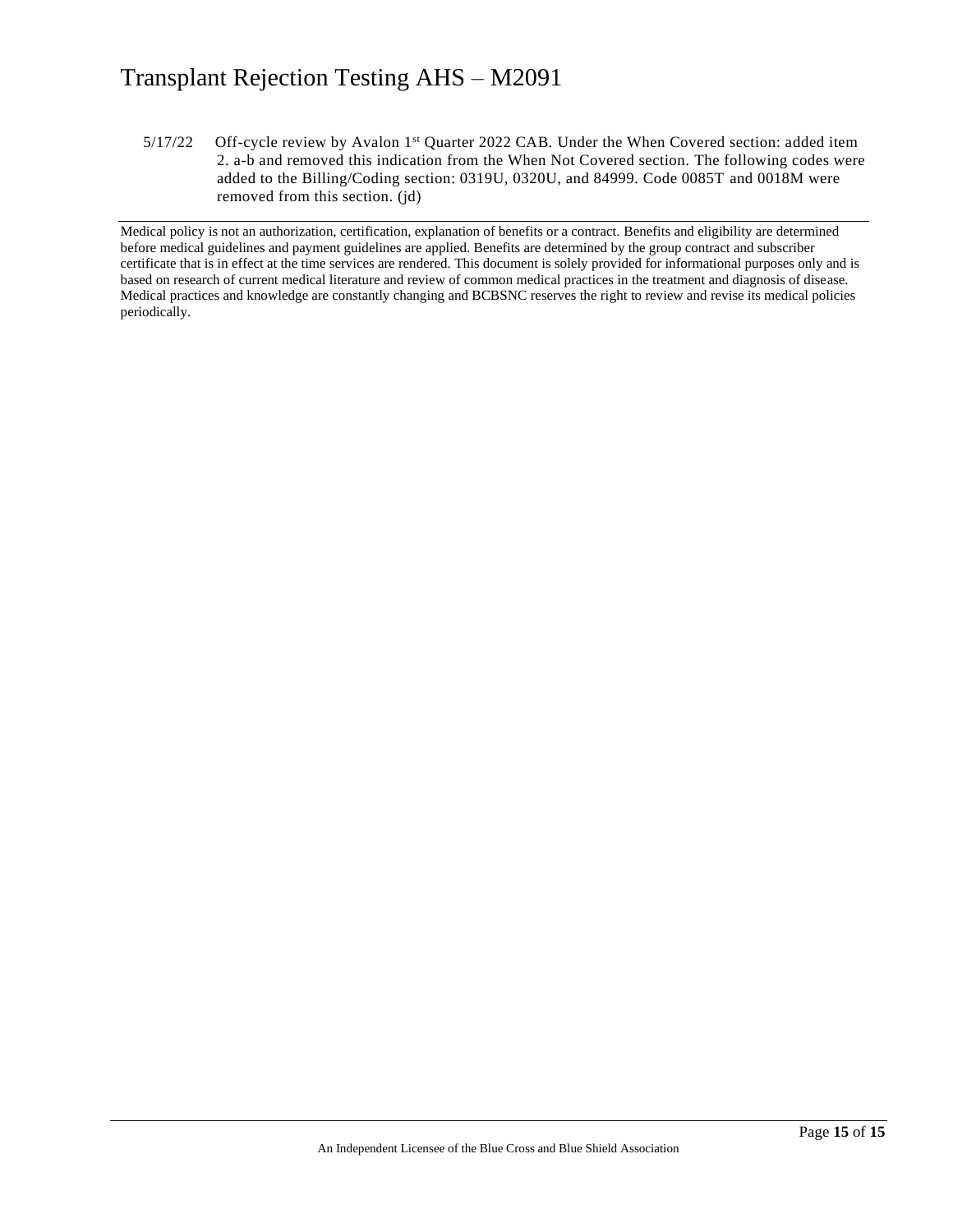5/17/22 Off-cycle review by Avalon 1st Quarter 2022 CAB. Under the When Covered section: added item 2. a-b and removed this indication from the When Not Covered section. The following codes were added to the Billing/Coding section: 0319U, 0320U, and 84999. Code 0085T and 0018M were removed from this section. (jd)

---

Medical policy is not an authorization, certification, explanation of benefits or a contract. Benefits and eligibility are determined before medical guidelines and payment guidelines are applied. Benefits are determined by the group contract and subscriber certificate that is in effect at the time services are rendered. This document is solely provided for informational purposes only and is based on research of current medical literature and review of common medical practices in the treatment and diagnosis of disease. Medical practices and knowledge are constantly changing and BCBSNC reserves the right to review and revise its medical policies periodically.